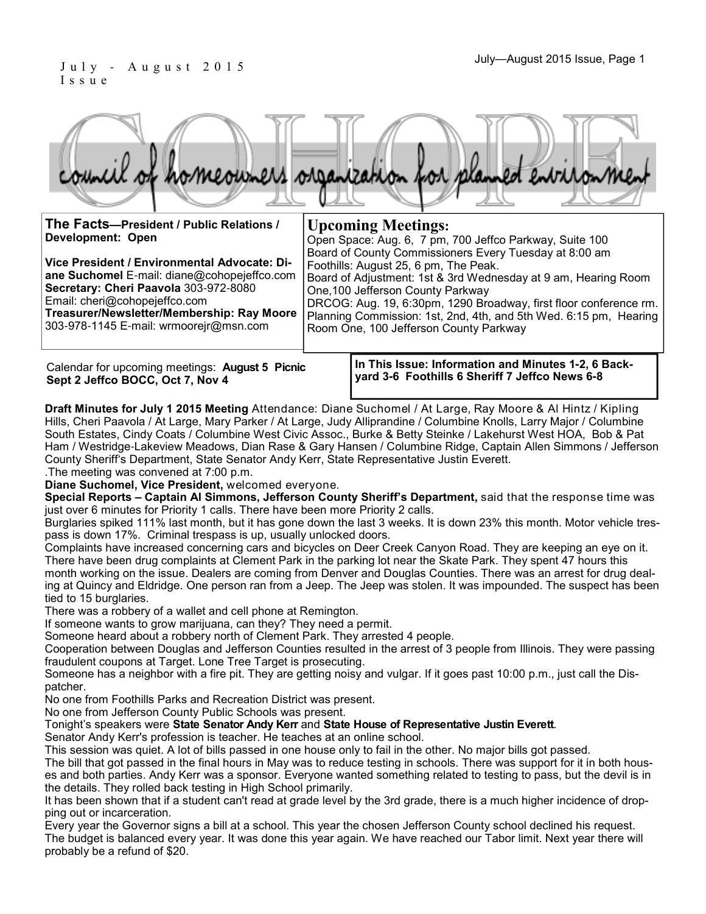July - August 2015 Issue

# COHOPE

council of homeowners organization for planned environment

**The Facts—President / Public Relations / Development: Open**

**Vice President / Environmental Advocate: Diane Suchomel** E-mail: diane@cohopejeffco.com
**Secretary: Cheri Paavola** 303-972-8080
Email: cheri@cohopejeffco.com
**Treasurer/Newsletter/Membership: Ray Moore** 303-978-1145 E-mail: wrmoorejr@msn.com

## Upcoming Meetings:

Open Space: Aug. 6, 7 pm, 700 Jeffco Parkway, Suite 100
Board of County Commissioners Every Tuesday at 8:00 am
Foothills: August 25, 6 pm, The Peak.
Board of Adjustment: 1st & 3rd Wednesday at 9 am, Hearing Room One,100 Jefferson County Parkway
DRCOG: Aug. 19, 6:30pm, 1290 Broadway, first floor conference rm.
Planning Commission: 1st, 2nd, 4th, and 5th Wed. 6:15 pm, Hearing Room One, 100 Jefferson County Parkway

Calendar for upcoming meetings: **August 5 Picnic Sept 2 Jeffco BOCC, Oct 7, Nov 4**

**In This Issue: Information and Minutes 1-2, 6 Backyard 3-6 Foothills 6 Sheriff 7 Jeffco News 6-8**

**Draft Minutes for July 1 2015 Meeting** Attendance: Diane Suchomel / At Large, Ray Moore & Al Hintz / Kipling Hills, Cheri Paavola / At Large, Mary Parker / At Large, Judy Alliprandine / Columbine Knolls, Larry Major / Columbine South Estates, Cindy Coats / Columbine West Civic Assoc., Burke & Betty Steinke / Lakehurst West HOA, Bob & Pat Ham / Westridge-Lakeview Meadows, Dian Rase & Gary Hansen / Columbine Ridge, Captain Allen Simmons / Jefferson County Sheriff's Department, State Senator Andy Kerr, State Representative Justin Everett.

.The meeting was convened at 7:00 p.m.

**Diane Suchomel, Vice President,** welcomed everyone.

**Special Reports – Captain Al Simmons, Jefferson County Sheriff's Department,** said that the response time was just over 6 minutes for Priority 1 calls. There have been more Priority 2 calls.

Burglaries spiked 111% last month, but it has gone down the last 3 weeks. It is down 23% this month. Motor vehicle trespass is down 17%. Criminal trespass is up, usually unlocked doors.

Complaints have increased concerning cars and bicycles on Deer Creek Canyon Road. They are keeping an eye on it. There have been drug complaints at Clement Park in the parking lot near the Skate Park. They spent 47 hours this month working on the issue. Dealers are coming from Denver and Douglas Counties. There was an arrest for drug dealing at Quincy and Eldridge. One person ran from a Jeep. The Jeep was stolen. It was impounded. The suspect has been tied to 15 burglaries.

There was a robbery of a wallet and cell phone at Remington.

If someone wants to grow marijuana, can they? They need a permit.

Someone heard about a robbery north of Clement Park. They arrested 4 people.

Cooperation between Douglas and Jefferson Counties resulted in the arrest of 3 people from Illinois. They were passing fraudulent coupons at Target. Lone Tree Target is prosecuting.

Someone has a neighbor with a fire pit. They are getting noisy and vulgar. If it goes past 10:00 p.m., just call the Dispatcher.

No one from Foothills Parks and Recreation District was present.

No one from Jefferson County Public Schools was present.

Tonight's speakers were **State Senator Andy Kerr** and **State House of Representative Justin Everett**.

Senator Andy Kerr's profession is teacher. He teaches at an online school.

This session was quiet. A lot of bills passed in one house only to fail in the other. No major bills got passed.

The bill that got passed in the final hours in May was to reduce testing in schools. There was support for it in both houses and both parties. Andy Kerr was a sponsor. Everyone wanted something related to testing to pass, but the devil is in the details. They rolled back testing in High School primarily.

It has been shown that if a student can't read at grade level by the 3rd grade, there is a much higher incidence of dropping out or incarceration.

Every year the Governor signs a bill at a school. This year the chosen Jefferson County school declined his request.

The budget is balanced every year. It was done this year again. We have reached our Tabor limit. Next year there will probably be a refund of $20.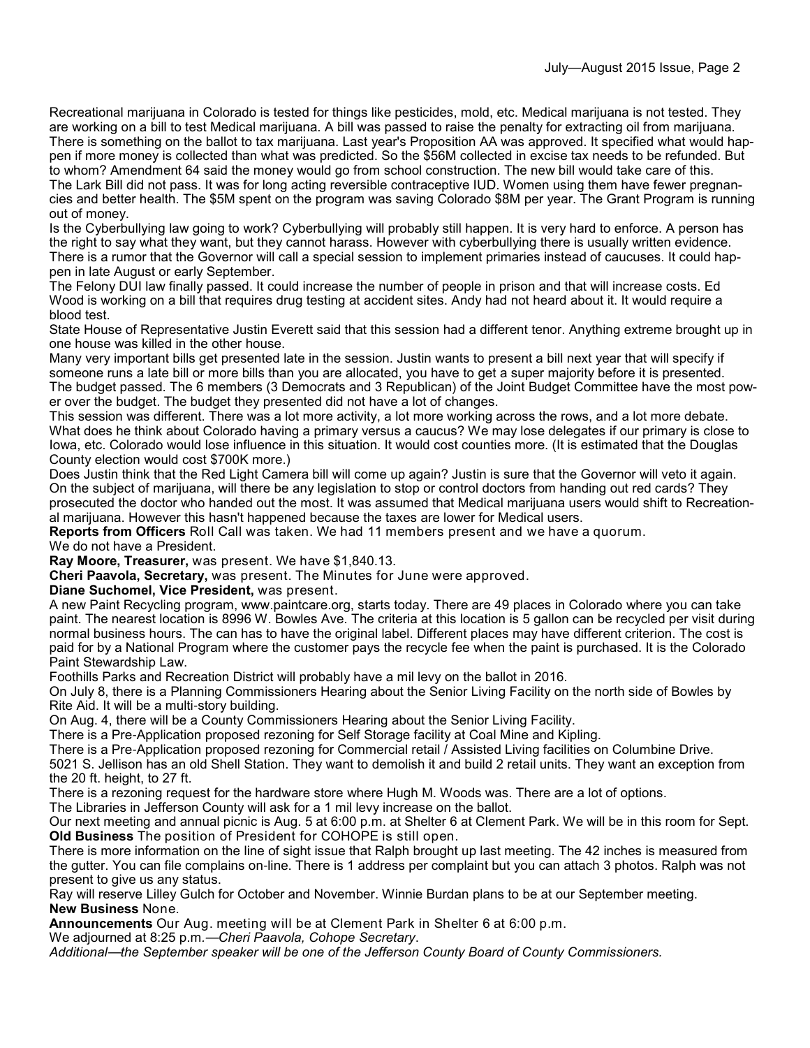Recreational marijuana in Colorado is tested for things like pesticides, mold, etc. Medical marijuana is not tested. They are working on a bill to test Medical marijuana. A bill was passed to raise the penalty for extracting oil from marijuana. There is something on the ballot to tax marijuana. Last year's Proposition AA was approved. It specified what would happen if more money is collected than what was predicted. So the $56M collected in excise tax needs to be refunded. But to whom? Amendment 64 said the money would go from school construction. The new bill would take care of this.
The Lark Bill did not pass. It was for long acting reversible contraceptive IUD. Women using them have fewer pregnancies and better health. The $5M spent on the program was saving Colorado $8M per year. The Grant Program is running out of money.
Is the Cyberbullying law going to work? Cyberbullying will probably still happen. It is very hard to enforce. A person has the right to say what they want, but they cannot harass. However with cyberbullying there is usually written evidence.
There is a rumor that the Governor will call a special session to implement primaries instead of caucuses. It could happen in late August or early September.
The Felony DUI law finally passed. It could increase the number of people in prison and that will increase costs. Ed Wood is working on a bill that requires drug testing at accident sites. Andy had not heard about it. It would require a blood test.
State House of Representative Justin Everett said that this session had a different tenor. Anything extreme brought up in one house was killed in the other house.
Many very important bills get presented late in the session. Justin wants to present a bill next year that will specify if someone runs a late bill or more bills than you are allocated, you have to get a super majority before it is presented.
The budget passed. The 6 members (3 Democrats and 3 Republican) of the Joint Budget Committee have the most power over the budget. The budget they presented did not have a lot of changes.
This session was different. There was a lot more activity, a lot more working across the rows, and a lot more debate.
What does he think about Colorado having a primary versus a caucus? We may lose delegates if our primary is close to Iowa, etc. Colorado would lose influence in this situation. It would cost counties more. (It is estimated that the Douglas County election would cost $700K more.)
Does Justin think that the Red Light Camera bill will come up again? Justin is sure that the Governor will veto it again.
On the subject of marijuana, will there be any legislation to stop or control doctors from handing out red cards? They prosecuted the doctor who handed out the most. It was assumed that Medical marijuana users would shift to Recreational marijuana. However this hasn't happened because the taxes are lower for Medical users.
**Reports from Officers** Roll Call was taken. We had 11 members present and we have a quorum.
We do not have a President.
**Ray Moore, Treasurer,** was present. We have $1,840.13.
**Cheri Paavola, Secretary,** was present. The Minutes for June were approved.
**Diane Suchomel, Vice President,** was present.
A new Paint Recycling program, www.paintcare.org, starts today. There are 49 places in Colorado where you can take paint. The nearest location is 8996 W. Bowles Ave. The criteria at this location is 5 gallon can be recycled per visit during normal business hours. The can has to have the original label. Different places may have different criterion. The cost is paid for by a National Program where the customer pays the recycle fee when the paint is purchased. It is the Colorado Paint Stewardship Law.
Foothills Parks and Recreation District will probably have a mil levy on the ballot in 2016.
On July 8, there is a Planning Commissioners Hearing about the Senior Living Facility on the north side of Bowles by Rite Aid. It will be a multi-story building.
On Aug. 4, there will be a County Commissioners Hearing about the Senior Living Facility.
There is a Pre-Application proposed rezoning for Self Storage facility at Coal Mine and Kipling.
There is a Pre-Application proposed rezoning for Commercial retail / Assisted Living facilities on Columbine Drive.
5021 S. Jellison has an old Shell Station. They want to demolish it and build 2 retail units. They want an exception from the 20 ft. height, to 27 ft.
There is a rezoning request for the hardware store where Hugh M. Woods was. There are a lot of options.
The Libraries in Jefferson County will ask for a 1 mil levy increase on the ballot.
Our next meeting and annual picnic is Aug. 5 at 6:00 p.m. at Shelter 6 at Clement Park. We will be in this room for Sept.
**Old Business** The position of President for COHOPE is still open.
There is more information on the line of sight issue that Ralph brought up last meeting. The 42 inches is measured from the gutter. You can file complains on-line. There is 1 address per complaint but you can attach 3 photos. Ralph was not present to give us any status.
Ray will reserve Lilley Gulch for October and November. Winnie Burdan plans to be at our September meeting.
**New Business** None.
**Announcements** Our Aug. meeting will be at Clement Park in Shelter 6 at 6:00 p.m.
We adjourned at 8:25 p.m.—*Cheri Paavola, Cohope Secretary*.
*Additional—the September speaker will be one of the Jefferson County Board of County Commissioners.*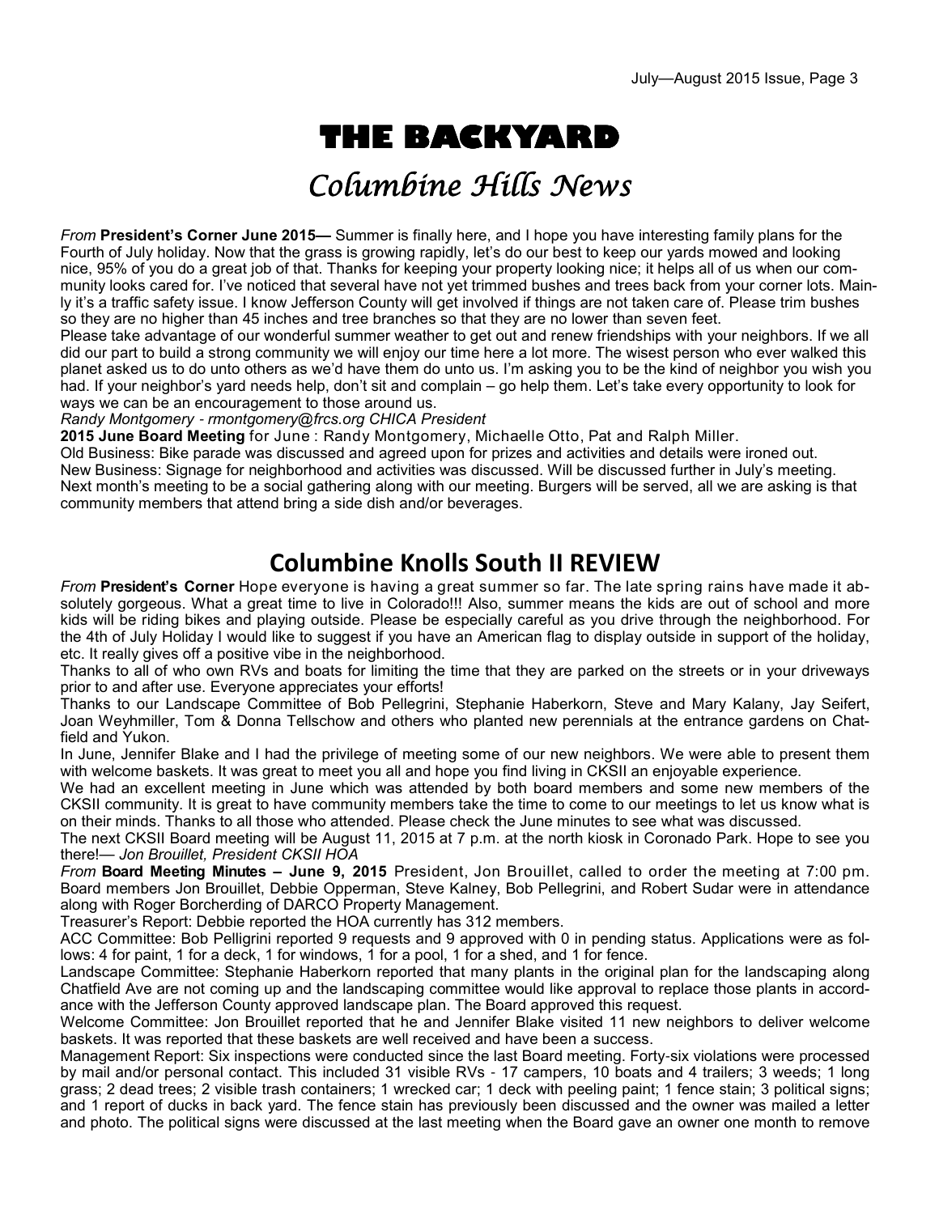# THE BACKYARD

## *Columbine Hills News*

*From* **President's Corner June 2015—** Summer is finally here, and I hope you have interesting family plans for the Fourth of July holiday. Now that the grass is growing rapidly, let's do our best to keep our yards mowed and looking nice, 95% of you do a great job of that. Thanks for keeping your property looking nice; it helps all of us when our community looks cared for. I've noticed that several have not yet trimmed bushes and trees back from your corner lots. Mainly it's a traffic safety issue. I know Jefferson County will get involved if things are not taken care of. Please trim bushes so they are no higher than 45 inches and tree branches so that they are no lower than seven feet.

Please take advantage of our wonderful summer weather to get out and renew friendships with your neighbors. If we all did our part to build a strong community we will enjoy our time here a lot more. The wisest person who ever walked this planet asked us to do unto others as we'd have them do unto us. I'm asking you to be the kind of neighbor you wish you had. If your neighbor's yard needs help, don't sit and complain – go help them. Let's take every opportunity to look for ways we can be an encouragement to those around us.

*Randy Montgomery - rmontgomery@frcs.org CHICA President*

**2015 June Board Meeting** for June : Randy Montgomery, Michaelle Otto, Pat and Ralph Miller.

Old Business: Bike parade was discussed and agreed upon for prizes and activities and details were ironed out.

New Business: Signage for neighborhood and activities was discussed. Will be discussed further in July's meeting.

Next month's meeting to be a social gathering along with our meeting. Burgers will be served, all we are asking is that community members that attend bring a side dish and/or beverages.

## Columbine Knolls South II REVIEW

*From* **President's Corner** Hope everyone is having a great summer so far. The late spring rains have made it absolutely gorgeous. What a great time to live in Colorado!!! Also, summer means the kids are out of school and more kids will be riding bikes and playing outside. Please be especially careful as you drive through the neighborhood. For the 4th of July Holiday I would like to suggest if you have an American flag to display outside in support of the holiday, etc. It really gives off a positive vibe in the neighborhood.

Thanks to all of who own RVs and boats for limiting the time that they are parked on the streets or in your driveways prior to and after use. Everyone appreciates your efforts!

Thanks to our Landscape Committee of Bob Pellegrini, Stephanie Haberkorn, Steve and Mary Kalany, Jay Seifert, Joan Weyhmiller, Tom & Donna Tellschow and others who planted new perennials at the entrance gardens on Chatfield and Yukon.

In June, Jennifer Blake and I had the privilege of meeting some of our new neighbors. We were able to present them with welcome baskets. It was great to meet you all and hope you find living in CKSII an enjoyable experience.

We had an excellent meeting in June which was attended by both board members and some new members of the CKSII community. It is great to have community members take the time to come to our meetings to let us know what is on their minds. Thanks to all those who attended. Please check the June minutes to see what was discussed.

The next CKSII Board meeting will be August 11, 2015 at 7 p.m. at the north kiosk in Coronado Park. Hope to see you there!— *Jon Brouillet, President CKSII HOA*

*From* **Board Meeting Minutes – June 9, 2015** President, Jon Brouillet, called to order the meeting at 7:00 pm. Board members Jon Brouillet, Debbie Opperman, Steve Kalney, Bob Pellegrini, and Robert Sudar were in attendance along with Roger Borcherding of DARCO Property Management.

Treasurer's Report: Debbie reported the HOA currently has 312 members.

ACC Committee: Bob Pelligrini reported 9 requests and 9 approved with 0 in pending status. Applications were as follows: 4 for paint, 1 for a deck, 1 for windows, 1 for a pool, 1 for a shed, and 1 for fence.

Landscape Committee: Stephanie Haberkorn reported that many plants in the original plan for the landscaping along Chatfield Ave are not coming up and the landscaping committee would like approval to replace those plants in accordance with the Jefferson County approved landscape plan. The Board approved this request.

Welcome Committee: Jon Brouillet reported that he and Jennifer Blake visited 11 new neighbors to deliver welcome baskets. It was reported that these baskets are well received and have been a success.

Management Report: Six inspections were conducted since the last Board meeting. Forty-six violations were processed by mail and/or personal contact. This included 31 visible RVs - 17 campers, 10 boats and 4 trailers; 3 weeds; 1 long grass; 2 dead trees; 2 visible trash containers; 1 wrecked car; 1 deck with peeling paint; 1 fence stain; 3 political signs; and 1 report of ducks in back yard. The fence stain has previously been discussed and the owner was mailed a letter and photo. The political signs were discussed at the last meeting when the Board gave an owner one month to remove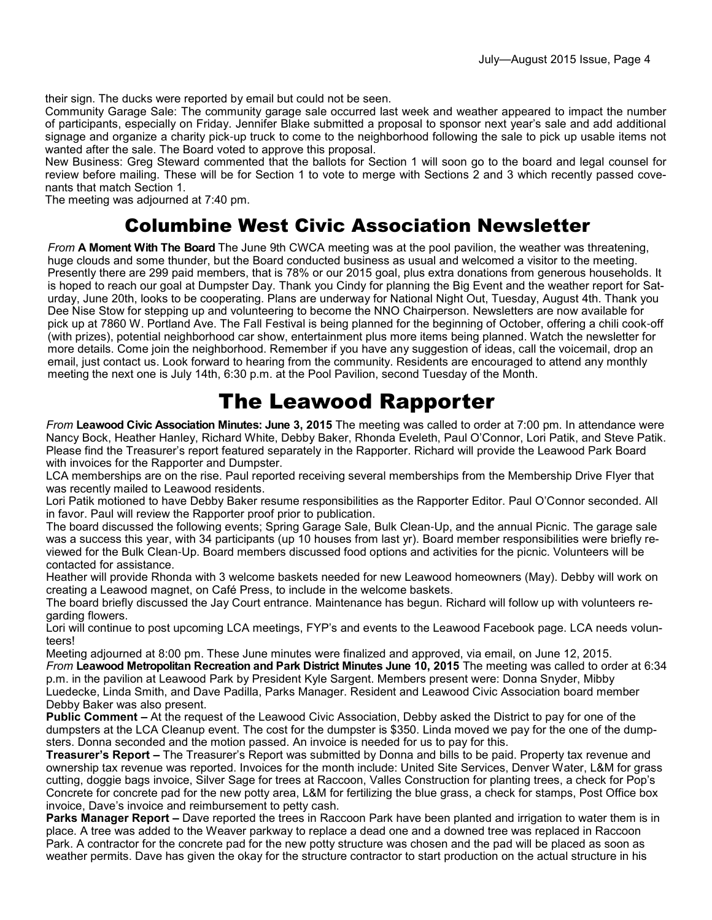their sign. The ducks were reported by email but could not be seen.

Community Garage Sale: The community garage sale occurred last week and weather appeared to impact the number of participants, especially on Friday. Jennifer Blake submitted a proposal to sponsor next year's sale and add additional signage and organize a charity pick-up truck to come to the neighborhood following the sale to pick up usable items not wanted after the sale. The Board voted to approve this proposal.

New Business: Greg Steward commented that the ballots for Section 1 will soon go to the board and legal counsel for review before mailing. These will be for Section 1 to vote to merge with Sections 2 and 3 which recently passed covenants that match Section 1.

The meeting was adjourned at 7:40 pm.

# Columbine West Civic Association Newsletter

*From* **A Moment With The Board** The June 9th CWCA meeting was at the pool pavilion, the weather was threatening, huge clouds and some thunder, but the Board conducted business as usual and welcomed a visitor to the meeting. Presently there are 299 paid members, that is 78% or our 2015 goal, plus extra donations from generous households. It is hoped to reach our goal at Dumpster Day. Thank you Cindy for planning the Big Event and the weather report for Saturday, June 20th, looks to be cooperating. Plans are underway for National Night Out, Tuesday, August 4th. Thank you Dee Nise Stow for stepping up and volunteering to become the NNO Chairperson. Newsletters are now available for pick up at 7860 W. Portland Ave. The Fall Festival is being planned for the beginning of October, offering a chili cook-off (with prizes), potential neighborhood car show, entertainment plus more items being planned. Watch the newsletter for more details. Come join the neighborhood. Remember if you have any suggestion of ideas, call the voicemail, drop an email, just contact us. Look forward to hearing from the community. Residents are encouraged to attend any monthly meeting the next one is July 14th, 6:30 p.m. at the Pool Pavilion, second Tuesday of the Month.

# The Leawood Rapporter

*From* **Leawood Civic Association Minutes: June 3, 2015** The meeting was called to order at 7:00 pm. In attendance were Nancy Bock, Heather Hanley, Richard White, Debby Baker, Rhonda Eveleth, Paul O'Connor, Lori Patik, and Steve Patik. Please find the Treasurer's report featured separately in the Rapporter. Richard will provide the Leawood Park Board with invoices for the Rapporter and Dumpster.

LCA memberships are on the rise. Paul reported receiving several memberships from the Membership Drive Flyer that was recently mailed to Leawood residents.

Lori Patik motioned to have Debby Baker resume responsibilities as the Rapporter Editor. Paul O'Connor seconded. All in favor. Paul will review the Rapporter proof prior to publication.

The board discussed the following events; Spring Garage Sale, Bulk Clean-Up, and the annual Picnic. The garage sale was a success this year, with 34 participants (up 10 houses from last yr). Board member responsibilities were briefly reviewed for the Bulk Clean-Up. Board members discussed food options and activities for the picnic. Volunteers will be contacted for assistance.

Heather will provide Rhonda with 3 welcome baskets needed for new Leawood homeowners (May). Debby will work on creating a Leawood magnet, on Café Press, to include in the welcome baskets.

The board briefly discussed the Jay Court entrance. Maintenance has begun. Richard will follow up with volunteers regarding flowers.

Lori will continue to post upcoming LCA meetings, FYP's and events to the Leawood Facebook page. LCA needs volunteers!

Meeting adjourned at 8:00 pm. These June minutes were finalized and approved, via email, on June 12, 2015.

*From* **Leawood Metropolitan Recreation and Park District Minutes June 10, 2015** The meeting was called to order at 6:34 p.m. in the pavilion at Leawood Park by President Kyle Sargent. Members present were: Donna Snyder, Mibby Luedecke, Linda Smith, and Dave Padilla, Parks Manager. Resident and Leawood Civic Association board member Debby Baker was also present.

**Public Comment –** At the request of the Leawood Civic Association, Debby asked the District to pay for one of the dumpsters at the LCA Cleanup event. The cost for the dumpster is $350. Linda moved we pay for the one of the dumpsters. Donna seconded and the motion passed. An invoice is needed for us to pay for this.

**Treasurer's Report –** The Treasurer's Report was submitted by Donna and bills to be paid. Property tax revenue and ownership tax revenue was reported. Invoices for the month include: United Site Services, Denver Water, L&M for grass cutting, doggie bags invoice, Silver Sage for trees at Raccoon, Valles Construction for planting trees, a check for Pop's Concrete for concrete pad for the new potty area, L&M for fertilizing the blue grass, a check for stamps, Post Office box invoice, Dave's invoice and reimbursement to petty cash.

**Parks Manager Report –** Dave reported the trees in Raccoon Park have been planted and irrigation to water them is in place. A tree was added to the Weaver parkway to replace a dead one and a downed tree was replaced in Raccoon Park. A contractor for the concrete pad for the new potty structure was chosen and the pad will be placed as soon as weather permits. Dave has given the okay for the structure contractor to start production on the actual structure in his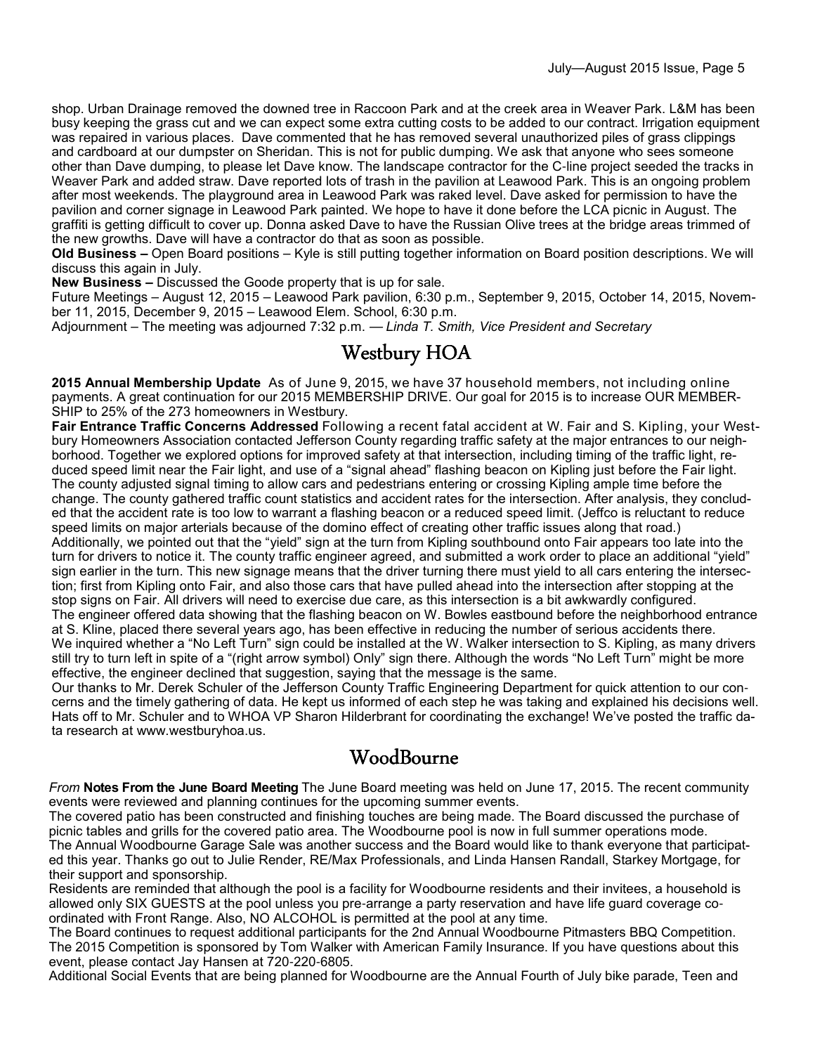shop. Urban Drainage removed the downed tree in Raccoon Park and at the creek area in Weaver Park. L&M has been busy keeping the grass cut and we can expect some extra cutting costs to be added to our contract. Irrigation equipment was repaired in various places. Dave commented that he has removed several unauthorized piles of grass clippings and cardboard at our dumpster on Sheridan. This is not for public dumping. We ask that anyone who sees someone other than Dave dumping, to please let Dave know. The landscape contractor for the C-line project seeded the tracks in Weaver Park and added straw. Dave reported lots of trash in the pavilion at Leawood Park. This is an ongoing problem after most weekends. The playground area in Leawood Park was raked level. Dave asked for permission to have the pavilion and corner signage in Leawood Park painted. We hope to have it done before the LCA picnic in August. The graffiti is getting difficult to cover up. Donna asked Dave to have the Russian Olive trees at the bridge areas trimmed of the new growths. Dave will have a contractor do that as soon as possible.

**Old Business –** Open Board positions – Kyle is still putting together information on Board position descriptions. We will discuss this again in July.

**New Business –** Discussed the Goode property that is up for sale.

Future Meetings – August 12, 2015 – Leawood Park pavilion, 6:30 p.m., September 9, 2015, October 14, 2015, November 11, 2015, December 9, 2015 – Leawood Elem. School, 6:30 p.m.

Adjournment – The meeting was adjourned 7:32 p.m. — *Linda T. Smith, Vice President and Secretary*

## Westbury HOA

**2015 Annual Membership Update** As of June 9, 2015, we have 37 household members, not including online payments. A great continuation for our 2015 MEMBERSHIP DRIVE. Our goal for 2015 is to increase OUR MEMBERSHIP to 25% of the 273 homeowners in Westbury.

**Fair Entrance Traffic Concerns Addressed** Following a recent fatal accident at W. Fair and S. Kipling, your Westbury Homeowners Association contacted Jefferson County regarding traffic safety at the major entrances to our neighborhood. Together we explored options for improved safety at that intersection, including timing of the traffic light, reduced speed limit near the Fair light, and use of a "signal ahead" flashing beacon on Kipling just before the Fair light. The county adjusted signal timing to allow cars and pedestrians entering or crossing Kipling ample time before the change. The county gathered traffic count statistics and accident rates for the intersection. After analysis, they concluded that the accident rate is too low to warrant a flashing beacon or a reduced speed limit. (Jeffco is reluctant to reduce speed limits on major arterials because of the domino effect of creating other traffic issues along that road.)

Additionally, we pointed out that the "yield" sign at the turn from Kipling southbound onto Fair appears too late into the turn for drivers to notice it. The county traffic engineer agreed, and submitted a work order to place an additional "yield" sign earlier in the turn. This new signage means that the driver turning there must yield to all cars entering the intersection; first from Kipling onto Fair, and also those cars that have pulled ahead into the intersection after stopping at the stop signs on Fair. All drivers will need to exercise due care, as this intersection is a bit awkwardly configured.

The engineer offered data showing that the flashing beacon on W. Bowles eastbound before the neighborhood entrance at S. Kline, placed there several years ago, has been effective in reducing the number of serious accidents there.

We inquired whether a "No Left Turn" sign could be installed at the W. Walker intersection to S. Kipling, as many drivers still try to turn left in spite of a "(right arrow symbol) Only" sign there. Although the words "No Left Turn" might be more effective, the engineer declined that suggestion, saying that the message is the same.

Our thanks to Mr. Derek Schuler of the Jefferson County Traffic Engineering Department for quick attention to our concerns and the timely gathering of data. He kept us informed of each step he was taking and explained his decisions well. Hats off to Mr. Schuler and to WHOA VP Sharon Hilderbrant for coordinating the exchange! We've posted the traffic data research at www.westburyhoa.us.

## WoodBourne

*From* **Notes From the June Board Meeting** The June Board meeting was held on June 17, 2015. The recent community events were reviewed and planning continues for the upcoming summer events.

The covered patio has been constructed and finishing touches are being made. The Board discussed the purchase of picnic tables and grills for the covered patio area. The Woodbourne pool is now in full summer operations mode.

The Annual Woodbourne Garage Sale was another success and the Board would like to thank everyone that participated this year. Thanks go out to Julie Render, RE/Max Professionals, and Linda Hansen Randall, Starkey Mortgage, for their support and sponsorship.

Residents are reminded that although the pool is a facility for Woodbourne residents and their invitees, a household is allowed only SIX GUESTS at the pool unless you pre-arrange a party reservation and have life guard coverage coordinated with Front Range. Also, NO ALCOHOL is permitted at the pool at any time.

The Board continues to request additional participants for the 2nd Annual Woodbourne Pitmasters BBQ Competition. The 2015 Competition is sponsored by Tom Walker with American Family Insurance. If you have questions about this event, please contact Jay Hansen at 720-220-6805.

Additional Social Events that are being planned for Woodbourne are the Annual Fourth of July bike parade, Teen and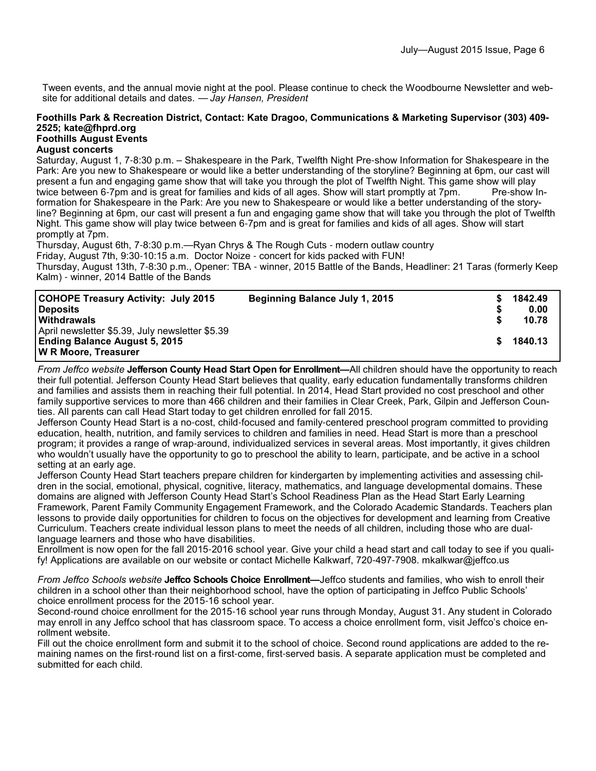Tween events, and the annual movie night at the pool. Please continue to check the Woodbourne Newsletter and website for additional details and dates. — *Jay Hansen, President*

**Foothills Park & Recreation District, Contact: Kate Dragoo, Communications & Marketing Supervisor (303) 409-2525; kate@fhprd.org**

**Foothills August Events**

**August concerts**

Saturday, August 1, 7-8:30 p.m. – Shakespeare in the Park, Twelfth Night Pre-show Information for Shakespeare in the Park: Are you new to Shakespeare or would like a better understanding of the storyline? Beginning at 6pm, our cast will present a fun and engaging game show that will take you through the plot of Twelfth Night. This game show will play twice between 6-7pm and is great for families and kids of all ages. Show will start promptly at 7pm. Pre-show Information for Shakespeare in the Park: Are you new to Shakespeare or would like a better understanding of the storyline? Beginning at 6pm, our cast will present a fun and engaging game show that will take you through the plot of Twelfth Night. This game show will play twice between 6-7pm and is great for families and kids of all ages. Show will start promptly at 7pm.

Thursday, August 6th, 7-8:30 p.m.—Ryan Chrys & The Rough Cuts - modern outlaw country

Friday, August 7th, 9:30-10:15 a.m. Doctor Noize - concert for kids packed with FUN!

Thursday, August 13th, 7-8:30 p.m., Opener: TBA - winner, 2015 Battle of the Bands, Headliner: 21 Taras (formerly Keep Kalm) - winner, 2014 Battle of the Bands

| | | |
|---|---|---|
| **COHOPE Treasury Activity: July 2015** | **Beginning Balance July 1, 2015** | **$ 1842.49** |
| **Deposits** | | **$ 0.00** |
| **Withdrawals** | | **$ 10.78** |
| April newsletter $5.39, July newsletter $5.39 | | |
| **Ending Balance August 5, 2015** | | **$ 1840.13** |
| **W R Moore, Treasurer** | | |

*From Jeffco website* **Jefferson County Head Start Open for Enrollment—**All children should have the opportunity to reach their full potential. Jefferson County Head Start believes that quality, early education fundamentally transforms children and families and assists them in reaching their full potential. In 2014, Head Start provided no cost preschool and other family supportive services to more than 466 children and their families in Clear Creek, Park, Gilpin and Jefferson Counties. All parents can call Head Start today to get children enrolled for fall 2015.

Jefferson County Head Start is a no-cost, child-focused and family-centered preschool program committed to providing education, health, nutrition, and family services to children and families in need. Head Start is more than a preschool program; it provides a range of wrap-around, individualized services in several areas. Most importantly, it gives children who wouldn't usually have the opportunity to go to preschool the ability to learn, participate, and be active in a school setting at an early age.

Jefferson County Head Start teachers prepare children for kindergarten by implementing activities and assessing children in the social, emotional, physical, cognitive, literacy, mathematics, and language developmental domains. These domains are aligned with Jefferson County Head Start's School Readiness Plan as the Head Start Early Learning Framework, Parent Family Community Engagement Framework, and the Colorado Academic Standards. Teachers plan lessons to provide daily opportunities for children to focus on the objectives for development and learning from Creative Curriculum. Teachers create individual lesson plans to meet the needs of all children, including those who are dual-language learners and those who have disabilities.

Enrollment is now open for the fall 2015-2016 school year. Give your child a head start and call today to see if you qualify! Applications are available on our website or contact Michelle Kalkwarf, 720-497-7908. mkalkwar@jeffco.us

*From Jeffco Schools website* **Jeffco Schools Choice Enrollment—**Jeffco students and families, who wish to enroll their children in a school other than their neighborhood school, have the option of participating in Jeffco Public Schools' choice enrollment process for the 2015-16 school year.

Second-round choice enrollment for the 2015-16 school year runs through Monday, August 31. Any student in Colorado may enroll in any Jeffco school that has classroom space. To access a choice enrollment form, visit Jeffco's choice enrollment website.

Fill out the choice enrollment form and submit it to the school of choice. Second round applications are added to the remaining names on the first-round list on a first-come, first-served basis. A separate application must be completed and submitted for each child.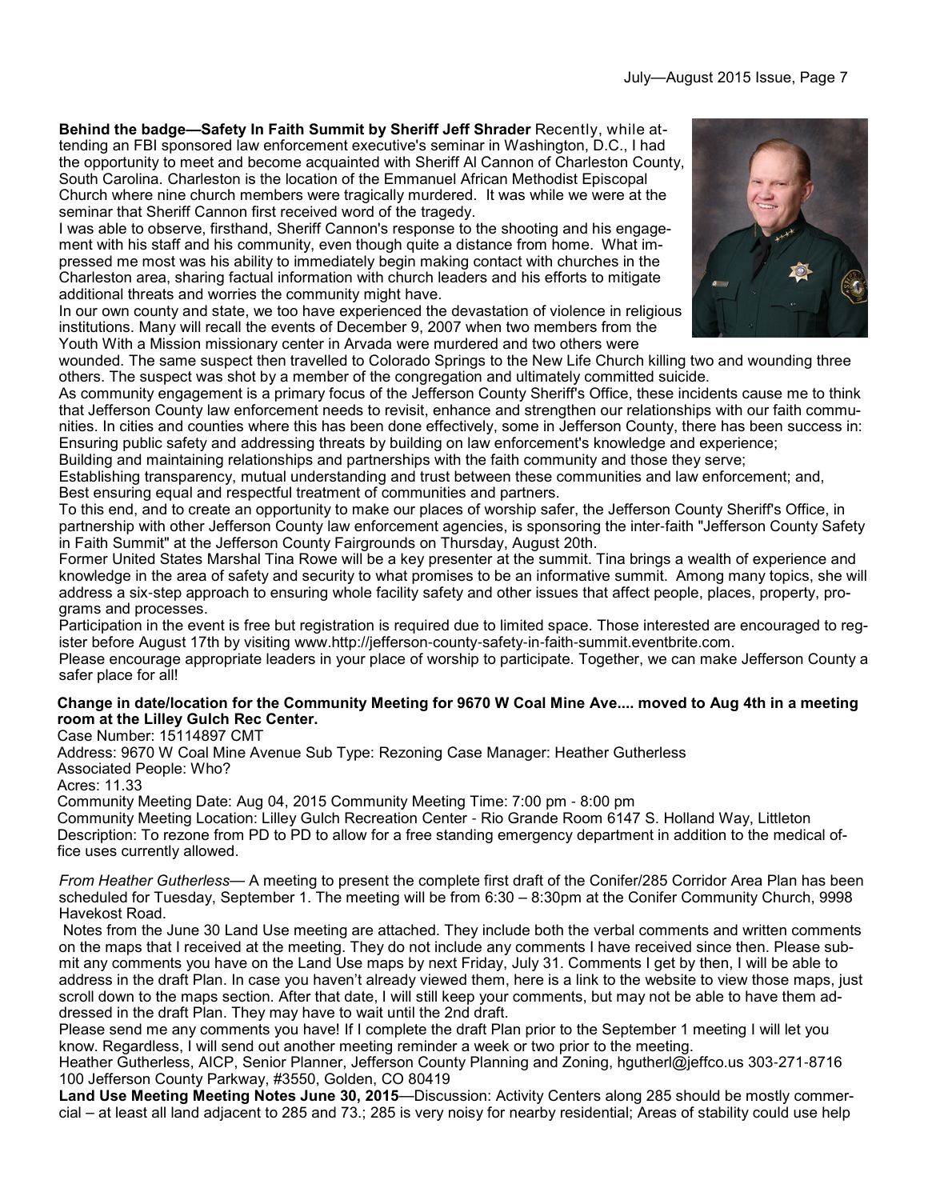**Behind the badge—Safety In Faith Summit by Sheriff Jeff Shrader** Recently, while attending an FBI sponsored law enforcement executive's seminar in Washington, D.C., I had the opportunity to meet and become acquainted with Sheriff Al Cannon of Charleston County, South Carolina. Charleston is the location of the Emmanuel African Methodist Episcopal Church where nine church members were tragically murdered. It was while we were at the seminar that Sheriff Cannon first received word of the tragedy.

I was able to observe, firsthand, Sheriff Cannon's response to the shooting and his engagement with his staff and his community, even though quite a distance from home. What impressed me most was his ability to immediately begin making contact with churches in the Charleston area, sharing factual information with church leaders and his efforts to mitigate additional threats and worries the community might have.

In our own county and state, we too have experienced the devastation of violence in religious institutions. Many will recall the events of December 9, 2007 when two members from the Youth With a Mission missionary center in Arvada were murdered and two others were wounded. The same suspect then travelled to Colorado Springs to the New Life Church killing two and wounding three others. The suspect was shot by a member of the congregation and ultimately committed suicide.

As community engagement is a primary focus of the Jefferson County Sheriff's Office, these incidents cause me to think that Jefferson County law enforcement needs to revisit, enhance and strengthen our relationships with our faith communities. In cities and counties where this has been done effectively, some in Jefferson County, there has been success in:

Ensuring public safety and addressing threats by building on law enforcement's knowledge and experience;

Building and maintaining relationships and partnerships with the faith community and those they serve;

Establishing transparency, mutual understanding and trust between these communities and law enforcement; and,

Best ensuring equal and respectful treatment of communities and partners.

To this end, and to create an opportunity to make our places of worship safer, the Jefferson County Sheriff's Office, in partnership with other Jefferson County law enforcement agencies, is sponsoring the inter-faith "Jefferson County Safety in Faith Summit" at the Jefferson County Fairgrounds on Thursday, August 20th.

Former United States Marshal Tina Rowe will be a key presenter at the summit. Tina brings a wealth of experience and knowledge in the area of safety and security to what promises to be an informative summit. Among many topics, she will address a six-step approach to ensuring whole facility safety and other issues that affect people, places, property, programs and processes.

Participation in the event is free but registration is required due to limited space. Those interested are encouraged to register before August 17th by visiting www.http://jefferson-county-safety-in-faith-summit.eventbrite.com.

Please encourage appropriate leaders in your place of worship to participate. Together, we can make Jefferson County a safer place for all!

**Change in date/location for the Community Meeting for 9670 W Coal Mine Ave.... moved to Aug 4th in a meeting room at the Lilley Gulch Rec Center.**

Case Number: 15114897 CMT

Address: 9670 W Coal Mine Avenue Sub Type: Rezoning Case Manager: Heather Gutherless

Associated People: Who?

Acres: 11.33

Community Meeting Date: Aug 04, 2015 Community Meeting Time: 7:00 pm - 8:00 pm

Community Meeting Location: Lilley Gulch Recreation Center - Rio Grande Room 6147 S. Holland Way, Littleton

Description: To rezone from PD to PD to allow for a free standing emergency department in addition to the medical office uses currently allowed.

*From Heather Gutherless*— A meeting to present the complete first draft of the Conifer/285 Corridor Area Plan has been scheduled for Tuesday, September 1. The meeting will be from 6:30 – 8:30pm at the Conifer Community Church, 9998 Havekost Road.

Notes from the June 30 Land Use meeting are attached. They include both the verbal comments and written comments on the maps that I received at the meeting. They do not include any comments I have received since then. Please submit any comments you have on the Land Use maps by next Friday, July 31. Comments I get by then, I will be able to address in the draft Plan. In case you haven't already viewed them, here is a link to the website to view those maps, just scroll down to the maps section. After that date, I will still keep your comments, but may not be able to have them addressed in the draft Plan. They may have to wait until the 2nd draft.

Please send me any comments you have! If I complete the draft Plan prior to the September 1 meeting I will let you know. Regardless, I will send out another meeting reminder a week or two prior to the meeting.

Heather Gutherless, AICP, Senior Planner, Jefferson County Planning and Zoning, hgutherl@jeffco.us 303-271-8716 100 Jefferson County Parkway, #3550, Golden, CO 80419

**Land Use Meeting Meeting Notes June 30, 2015**—Discussion: Activity Centers along 285 should be mostly commercial – at least all land adjacent to 285 and 73.; 285 is very noisy for nearby residential; Areas of stability could use help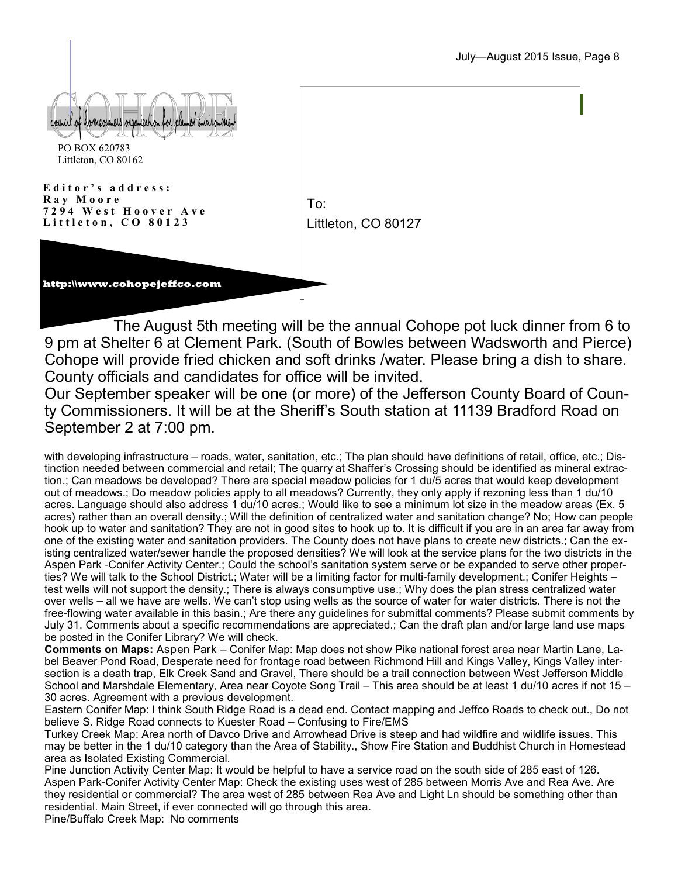COHOPE

council of homeowners organization for planned environment

PO BOX 620783
Littleton, CO 80162

**Editor's address:**
**Ray Moore**
**7294 West Hoover Ave**
**Littleton, CO 80123**

**http:\\www.cohopejeffco.com**

To:
Littleton, CO 80127

The August 5th meeting will be the annual Cohope pot luck dinner from 6 to 9 pm at Shelter 6 at Clement Park. (South of Bowles between Wadsworth and Pierce) Cohope will provide fried chicken and soft drinks /water. Please bring a dish to share. County officials and candidates for office will be invited.

Our September speaker will be one (or more) of the Jefferson County Board of County Commissioners. It will be at the Sheriff's South station at 11139 Bradford Road on September 2 at 7:00 pm.

with developing infrastructure – roads, water, sanitation, etc.; The plan should have definitions of retail, office, etc.; Distinction needed between commercial and retail; The quarry at Shaffer's Crossing should be identified as mineral extraction.; Can meadows be developed? There are special meadow policies for 1 du/5 acres that would keep development out of meadows.; Do meadow policies apply to all meadows? Currently, they only apply if rezoning less than 1 du/10 acres. Language should also address 1 du/10 acres.; Would like to see a minimum lot size in the meadow areas (Ex. 5 acres) rather than an overall density.; Will the definition of centralized water and sanitation change? No; How can people hook up to water and sanitation? They are not in good sites to hook up to. It is difficult if you are in an area far away from one of the existing water and sanitation providers. The County does not have plans to create new districts.; Can the existing centralized water/sewer handle the proposed densities? We will look at the service plans for the two districts in the Aspen Park -Conifer Activity Center.; Could the school's sanitation system serve or be expanded to serve other properties? We will talk to the School District.; Water will be a limiting factor for multi-family development.; Conifer Heights – test wells will not support the density.; There is always consumptive use.; Why does the plan stress centralized water over wells – all we have are wells. We can't stop using wells as the source of water for water districts. There is not the free-flowing water available in this basin.; Are there any guidelines for submittal comments? Please submit comments by July 31. Comments about a specific recommendations are appreciated.; Can the draft plan and/or large land use maps be posted in the Conifer Library? We will check.

**Comments on Maps:** Aspen Park – Conifer Map: Map does not show Pike national forest area near Martin Lane, Label Beaver Pond Road, Desperate need for frontage road between Richmond Hill and Kings Valley, Kings Valley intersection is a death trap, Elk Creek Sand and Gravel, There should be a trail connection between West Jefferson Middle School and Marshdale Elementary, Area near Coyote Song Trail – This area should be at least 1 du/10 acres if not 15 – 30 acres. Agreement with a previous development.

Eastern Conifer Map: I think South Ridge Road is a dead end. Contact mapping and Jeffco Roads to check out., Do not believe S. Ridge Road connects to Kuester Road – Confusing to Fire/EMS

Turkey Creek Map: Area north of Davco Drive and Arrowhead Drive is steep and had wildfire and wildlife issues. This may be better in the 1 du/10 category than the Area of Stability., Show Fire Station and Buddhist Church in Homestead area as Isolated Existing Commercial.

Pine Junction Activity Center Map: It would be helpful to have a service road on the south side of 285 east of 126.

Aspen Park-Conifer Activity Center Map: Check the existing uses west of 285 between Morris Ave and Rea Ave. Are they residential or commercial? The area west of 285 between Rea Ave and Light Ln should be something other than residential. Main Street, if ever connected will go through this area.

Pine/Buffalo Creek Map: No comments